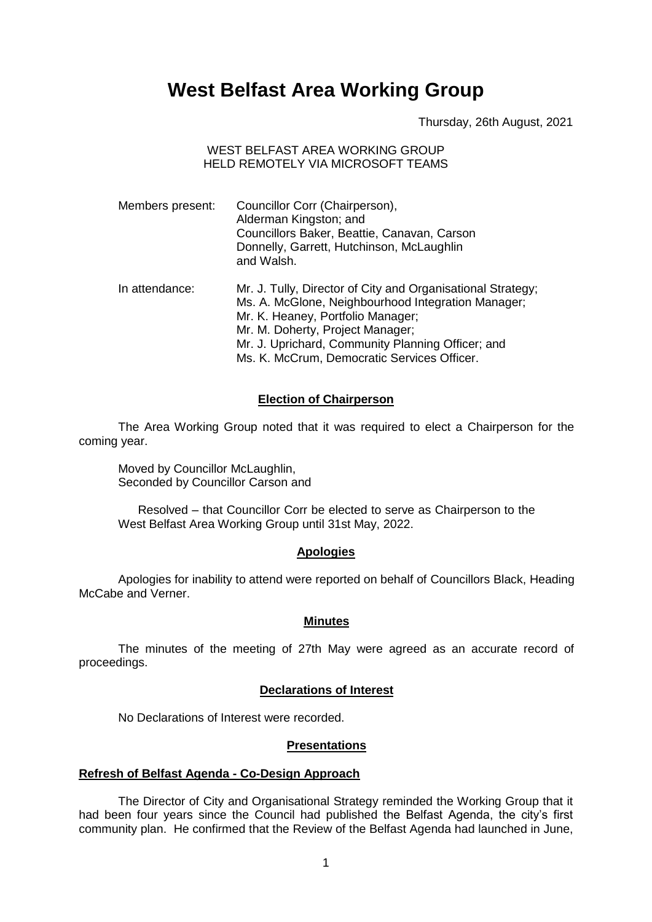# West Belfast Area Working Group

Thursday, 26th August, 2021

WEST BELFAST AREA WORKING GROUP
HELD REMOTELY VIA MICROSOFT TEAMS

Members present: Councillor Corr (Chairperson),
Alderman Kingston; and
Councillors Baker, Beattie, Canavan, Carson
Donnelly, Garrett, Hutchinson, McLaughlin
and Walsh.

In attendance: Mr. J. Tully, Director of City and Organisational Strategy;
Ms. A. McGlone, Neighbourhood Integration Manager;
Mr. K. Heaney, Portfolio Manager;
Mr. M. Doherty, Project Manager;
Mr. J. Uprichard, Community Planning Officer; and
Ms. K. McCrum, Democratic Services Officer.

## Election of Chairperson

The Area Working Group noted that it was required to elect a Chairperson for the coming year.

Moved by Councillor McLaughlin,
Seconded by Councillor Carson and

Resolved – that Councillor Corr be elected to serve as Chairperson to the West Belfast Area Working Group until 31st May, 2022.

## Apologies

Apologies for inability to attend were reported on behalf of Councillors Black, Heading McCabe and Verner.

## Minutes

The minutes of the meeting of 27th May were agreed as an accurate record of proceedings.

## Declarations of Interest

No Declarations of Interest were recorded.

## Presentations

### Refresh of Belfast Agenda - Co-Design Approach

The Director of City and Organisational Strategy reminded the Working Group that it had been four years since the Council had published the Belfast Agenda, the city's first community plan. He confirmed that the Review of the Belfast Agenda had launched in June,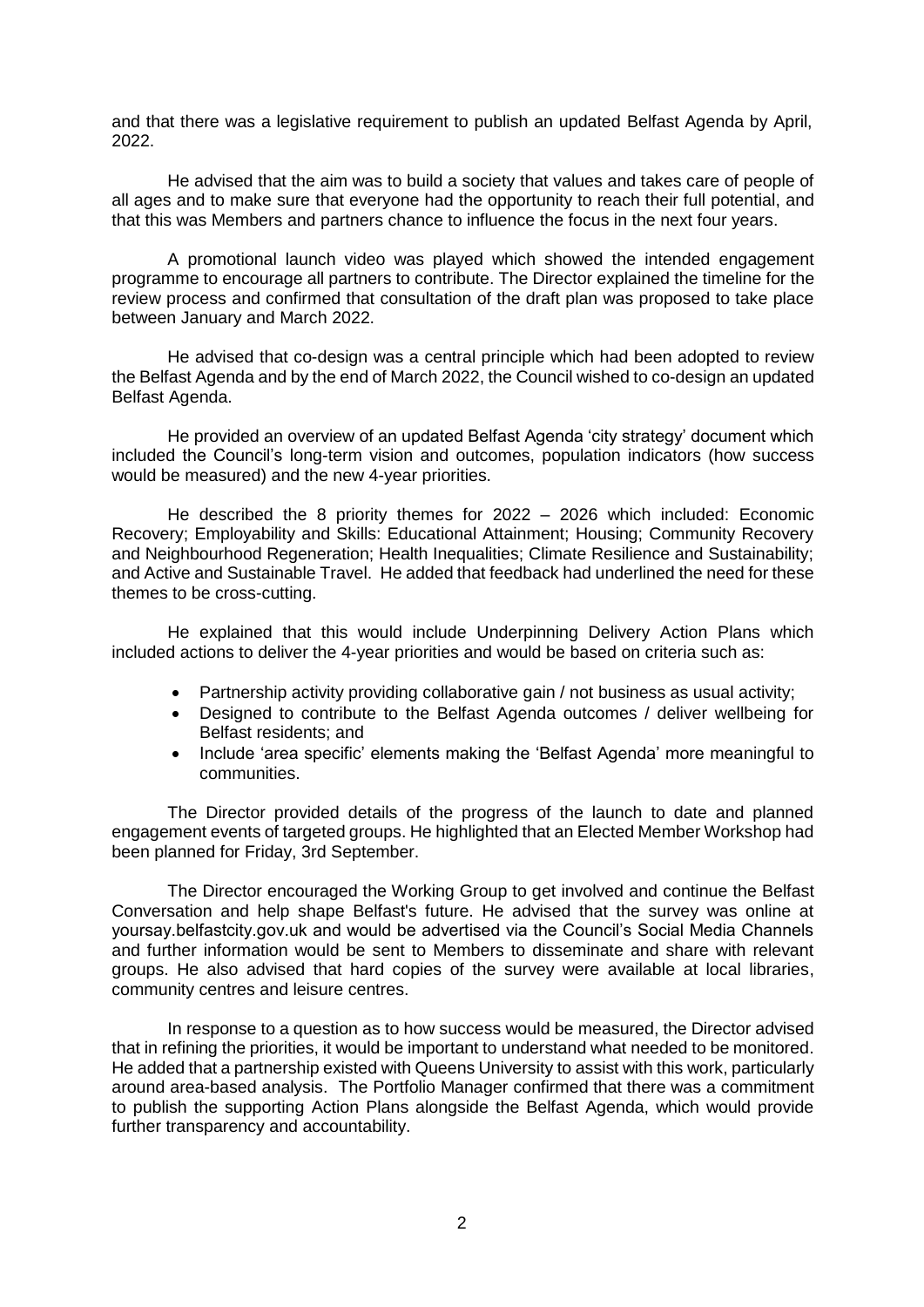and that there was a legislative requirement to publish an updated Belfast Agenda by April, 2022.

He advised that the aim was to build a society that values and takes care of people of all ages and to make sure that everyone had the opportunity to reach their full potential, and that this was Members and partners chance to influence the focus in the next four years.

A promotional launch video was played which showed the intended engagement programme to encourage all partners to contribute. The Director explained the timeline for the review process and confirmed that consultation of the draft plan was proposed to take place between January and March 2022.

He advised that co-design was a central principle which had been adopted to review the Belfast Agenda and by the end of March 2022, the Council wished to co-design an updated Belfast Agenda.

He provided an overview of an updated Belfast Agenda 'city strategy' document which included the Council's long-term vision and outcomes, population indicators (how success would be measured) and the new 4-year priorities.

He described the 8 priority themes for 2022 – 2026 which included: Economic Recovery; Employability and Skills: Educational Attainment; Housing; Community Recovery and Neighbourhood Regeneration; Health Inequalities; Climate Resilience and Sustainability; and Active and Sustainable Travel. He added that feedback had underlined the need for these themes to be cross-cutting.

He explained that this would include Underpinning Delivery Action Plans which included actions to deliver the 4-year priorities and would be based on criteria such as:

- Partnership activity providing collaborative gain / not business as usual activity;
- Designed to contribute to the Belfast Agenda outcomes / deliver wellbeing for Belfast residents; and
- Include 'area specific' elements making the 'Belfast Agenda' more meaningful to communities.

The Director provided details of the progress of the launch to date and planned engagement events of targeted groups. He highlighted that an Elected Member Workshop had been planned for Friday, 3rd September.

The Director encouraged the Working Group to get involved and continue the Belfast Conversation and help shape Belfast's future. He advised that the survey was online at yoursay.belfastcity.gov.uk and would be advertised via the Council's Social Media Channels and further information would be sent to Members to disseminate and share with relevant groups. He also advised that hard copies of the survey were available at local libraries, community centres and leisure centres.

In response to a question as to how success would be measured, the Director advised that in refining the priorities, it would be important to understand what needed to be monitored. He added that a partnership existed with Queens University to assist with this work, particularly around area-based analysis. The Portfolio Manager confirmed that there was a commitment to publish the supporting Action Plans alongside the Belfast Agenda, which would provide further transparency and accountability.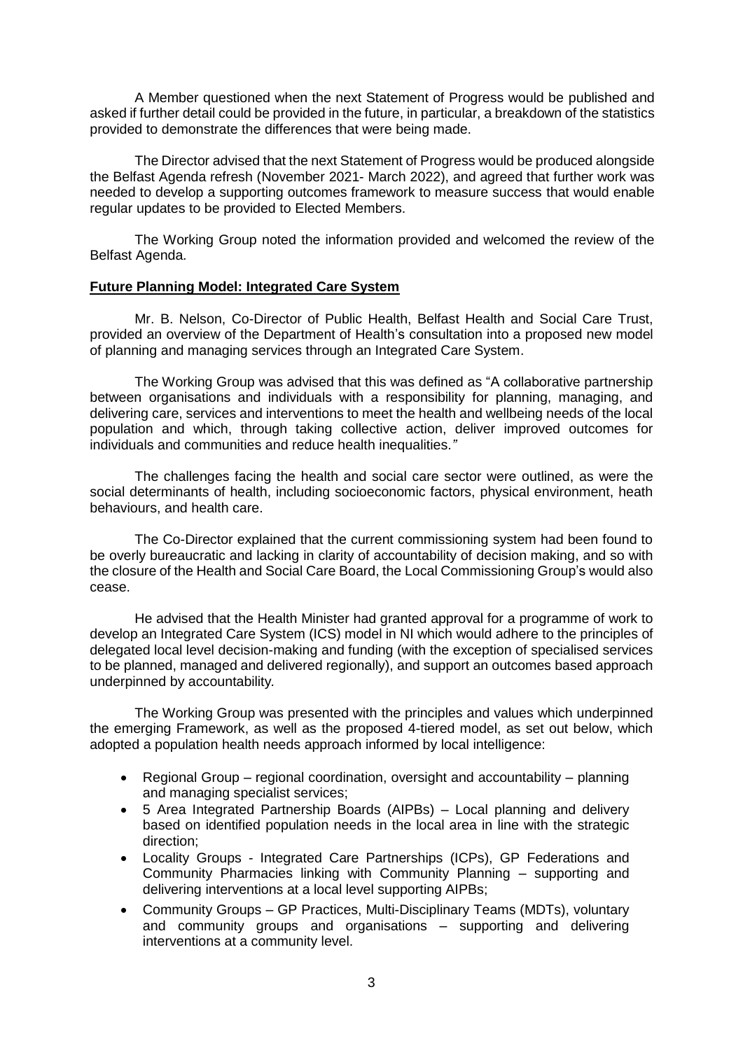A Member questioned when the next Statement of Progress would be published and asked if further detail could be provided in the future, in particular, a breakdown of the statistics provided to demonstrate the differences that were being made.

The Director advised that the next Statement of Progress would be produced alongside the Belfast Agenda refresh (November 2021- March 2022), and agreed that further work was needed to develop a supporting outcomes framework to measure success that would enable regular updates to be provided to Elected Members.

The Working Group noted the information provided and welcomed the review of the Belfast Agenda.

**Future Planning Model: Integrated Care System**

Mr. B. Nelson, Co-Director of Public Health, Belfast Health and Social Care Trust, provided an overview of the Department of Health's consultation into a proposed new model of planning and managing services through an Integrated Care System.

The Working Group was advised that this was defined as "A collaborative partnership between organisations and individuals with a responsibility for planning, managing, and delivering care, services and interventions to meet the health and wellbeing needs of the local population and which, through taking collective action, deliver improved outcomes for individuals and communities and reduce health inequalities.*"*

The challenges facing the health and social care sector were outlined, as were the social determinants of health, including socioeconomic factors, physical environment, heath behaviours, and health care.

The Co-Director explained that the current commissioning system had been found to be overly bureaucratic and lacking in clarity of accountability of decision making, and so with the closure of the Health and Social Care Board, the Local Commissioning Group's would also cease.

He advised that the Health Minister had granted approval for a programme of work to develop an Integrated Care System (ICS) model in NI which would adhere to the principles of delegated local level decision-making and funding (with the exception of specialised services to be planned, managed and delivered regionally), and support an outcomes based approach underpinned by accountability*.*

The Working Group was presented with the principles and values which underpinned the emerging Framework, as well as the proposed 4-tiered model, as set out below, which adopted a population health needs approach informed by local intelligence:

- Regional Group – regional coordination, oversight and accountability – planning and managing specialist services;
- 5 Area Integrated Partnership Boards (AIPBs) – Local planning and delivery based on identified population needs in the local area in line with the strategic direction;
- Locality Groups - Integrated Care Partnerships (ICPs), GP Federations and Community Pharmacies linking with Community Planning – supporting and delivering interventions at a local level supporting AIPBs;
- Community Groups – GP Practices, Multi-Disciplinary Teams (MDTs), voluntary and community groups and organisations – supporting and delivering interventions at a community level.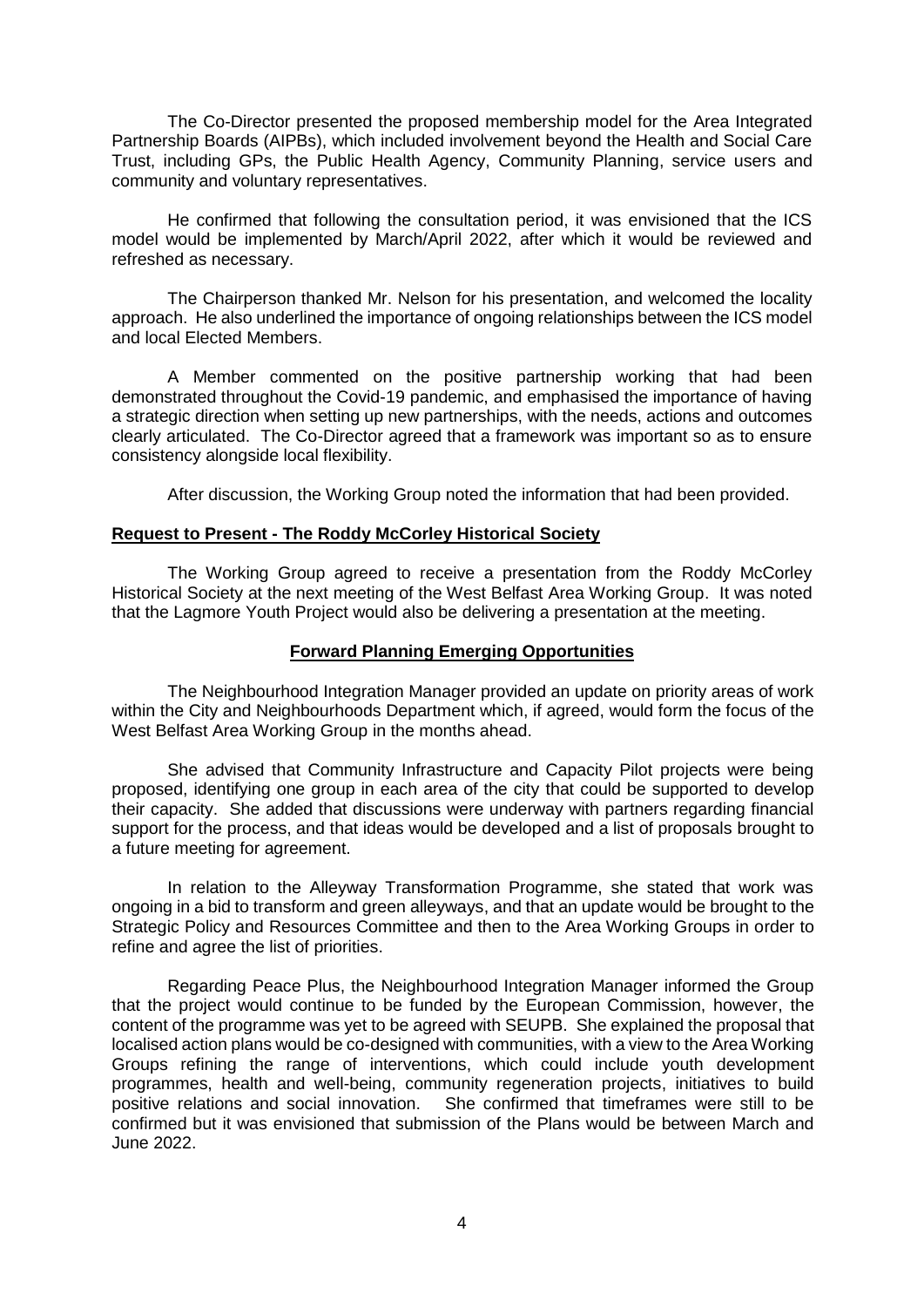The Co-Director presented the proposed membership model for the Area Integrated Partnership Boards (AIPBs), which included involvement beyond the Health and Social Care Trust, including GPs, the Public Health Agency, Community Planning, service users and community and voluntary representatives.

He confirmed that following the consultation period, it was envisioned that the ICS model would be implemented by March/April 2022, after which it would be reviewed and refreshed as necessary.

The Chairperson thanked Mr. Nelson for his presentation, and welcomed the locality approach. He also underlined the importance of ongoing relationships between the ICS model and local Elected Members.

A Member commented on the positive partnership working that had been demonstrated throughout the Covid-19 pandemic, and emphasised the importance of having a strategic direction when setting up new partnerships, with the needs, actions and outcomes clearly articulated. The Co-Director agreed that a framework was important so as to ensure consistency alongside local flexibility.

After discussion, the Working Group noted the information that had been provided.

**Request to Present - The Roddy McCorley Historical Society**

The Working Group agreed to receive a presentation from the Roddy McCorley Historical Society at the next meeting of the West Belfast Area Working Group. It was noted that the Lagmore Youth Project would also be delivering a presentation at the meeting.

**Forward Planning Emerging Opportunities**

The Neighbourhood Integration Manager provided an update on priority areas of work within the City and Neighbourhoods Department which, if agreed, would form the focus of the West Belfast Area Working Group in the months ahead.

She advised that Community Infrastructure and Capacity Pilot projects were being proposed, identifying one group in each area of the city that could be supported to develop their capacity. She added that discussions were underway with partners regarding financial support for the process, and that ideas would be developed and a list of proposals brought to a future meeting for agreement.

In relation to the Alleyway Transformation Programme, she stated that work was ongoing in a bid to transform and green alleyways, and that an update would be brought to the Strategic Policy and Resources Committee and then to the Area Working Groups in order to refine and agree the list of priorities.

Regarding Peace Plus, the Neighbourhood Integration Manager informed the Group that the project would continue to be funded by the European Commission, however, the content of the programme was yet to be agreed with SEUPB. She explained the proposal that localised action plans would be co-designed with communities, with a view to the Area Working Groups refining the range of interventions, which could include youth development programmes, health and well-being, community regeneration projects, initiatives to build positive relations and social innovation. She confirmed that timeframes were still to be confirmed but it was envisioned that submission of the Plans would be between March and June 2022.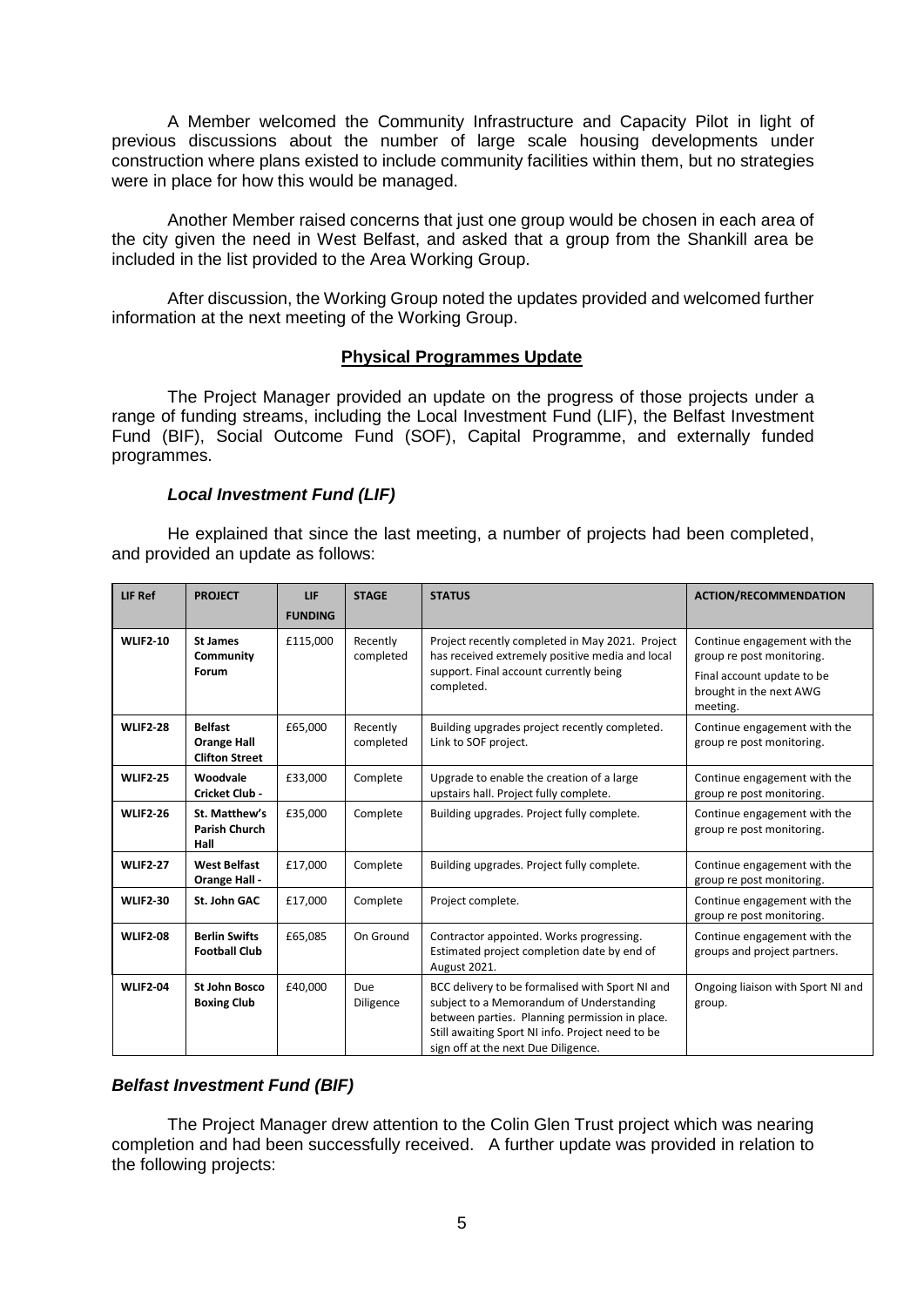A Member welcomed the Community Infrastructure and Capacity Pilot in light of previous discussions about the number of large scale housing developments under construction where plans existed to include community facilities within them, but no strategies were in place for how this would be managed.

Another Member raised concerns that just one group would be chosen in each area of the city given the need in West Belfast, and asked that a group from the Shankill area be included in the list provided to the Area Working Group.

After discussion, the Working Group noted the updates provided and welcomed further information at the next meeting of the Working Group.

## Physical Programmes Update

The Project Manager provided an update on the progress of those projects under a range of funding streams, including the Local Investment Fund (LIF), the Belfast Investment Fund (BIF), Social Outcome Fund (SOF), Capital Programme, and externally funded programmes.

### *Local Investment Fund (LIF)*

He explained that since the last meeting, a number of projects had been completed, and provided an update as follows:

| LIF Ref | PROJECT | LIF FUNDING | STAGE | STATUS | ACTION/RECOMMENDATION |
|---|---|---|---|---|---|
| WLIF2-10 | St James Community Forum | £115,000 | Recently completed | Project recently completed in May 2021. Project has received extremely positive media and local support. Final account currently being completed. | Continue engagement with the group re post monitoring. Final account update to be brought in the next AWG meeting. |
| WLIF2-28 | Belfast Orange Hall Clifton Street | £65,000 | Recently completed | Building upgrades project recently completed. Link to SOF project. | Continue engagement with the group re post monitoring. |
| WLIF2-25 | Woodvale Cricket Club - | £33,000 | Complete | Upgrade to enable the creation of a large upstairs hall. Project fully complete. | Continue engagement with the group re post monitoring. |
| WLIF2-26 | St. Matthew's Parish Church Hall | £35,000 | Complete | Building upgrades. Project fully complete. | Continue engagement with the group re post monitoring. |
| WLIF2-27 | West Belfast Orange Hall - | £17,000 | Complete | Building upgrades. Project fully complete. | Continue engagement with the group re post monitoring. |
| WLIF2-30 | St. John GAC | £17,000 | Complete | Project complete. | Continue engagement with the group re post monitoring. |
| WLIF2-08 | Berlin Swifts Football Club | £65,085 | On Ground | Contractor appointed. Works progressing. Estimated project completion date by end of August 2021. | Continue engagement with the groups and project partners. |
| WLIF2-04 | St John Bosco Boxing Club | £40,000 | Due Diligence | BCC delivery to be formalised with Sport NI and subject to a Memorandum of Understanding between parties. Planning permission in place. Still awaiting Sport NI info. Project need to be sign off at the next Due Diligence. | Ongoing liaison with Sport NI and group. |

### *Belfast Investment Fund (BIF)*

The Project Manager drew attention to the Colin Glen Trust project which was nearing completion and had been successfully received. A further update was provided in relation to the following projects: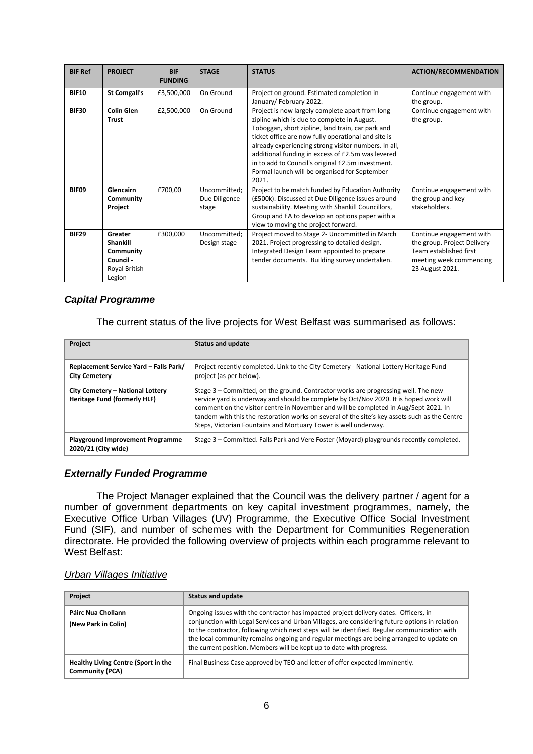| BIF Ref | PROJECT | BIF FUNDING | STAGE | STATUS | ACTION/RECOMMENDATION |
|---|---|---|---|---|---|
| **BIF10** | **St Comgall's** | £3,500,000 | On Ground | Project on ground. Estimated completion in January/ February 2022. | Continue engagement with the group. |
| **BIF30** | **Colin Glen Trust** | £2,500,000 | On Ground | Project is now largely complete apart from long zipline which is due to complete in August. Toboggan, short zipline, land train, car park and ticket office are now fully operational and site is already experiencing strong visitor numbers. In all, additional funding in excess of £2.5m was levered in to add to Council's original £2.5m investment. Formal launch will be organised for September 2021. | Continue engagement with the group. |
| **BIF09** | **Glencairn Community Project** | £700,00 | Uncommitted; Due Diligence stage | Project to be match funded by Education Authority (£500k). Discussed at Due Diligence issues around sustainability. Meeting with Shankill Councillors, Group and EA to develop an options paper with a view to moving the project forward. | Continue engagement with the group and key stakeholders. |
| **BIF29** | **Greater Shankill Community Council -** Royal British Legion | £300,000 | Uncommitted; Design stage | Project moved to Stage 2- Uncommitted in March 2021. Project progressing to detailed design. Integrated Design Team appointed to prepare tender documents. Building survey undertaken. | Continue engagement with the group. Project Delivery Team established first meeting week commencing 23 August 2021. |

### *Capital Programme*

The current status of the live projects for West Belfast was summarised as follows:

| Project | Status and update |
|---|---|
| **Replacement Service Yard – Falls Park/ City Cemetery** | Project recently completed. Link to the City Cemetery - National Lottery Heritage Fund project (as per below). |
| **City Cemetery – National Lottery Heritage Fund (formerly HLF)** | Stage 3 – Committed, on the ground. Contractor works are progressing well. The new service yard is underway and should be complete by Oct/Nov 2020. It is hoped work will comment on the visitor centre in November and will be completed in Aug/Sept 2021. In tandem with this the restoration works on several of the site's key assets such as the Centre Steps, Victorian Fountains and Mortuary Tower is well underway. |
| **Playground Improvement Programme 2020/21 (City wide)** | Stage 3 – Committed. Falls Park and Vere Foster (Moyard) playgrounds recently completed. |

### *Externally Funded Programme*

The Project Manager explained that the Council was the delivery partner / agent for a number of government departments on key capital investment programmes, namely, the Executive Office Urban Villages (UV) Programme, the Executive Office Social Investment Fund (SIF), and number of schemes with the Department for Communities Regeneration directorate. He provided the following overview of projects within each programme relevant to West Belfast:

*Urban Villages Initiative*

| Project | Status and update |
|---|---|
| **Páirc Nua Chollann (New Park in Colin)** | Ongoing issues with the contractor has impacted project delivery dates. Officers, in conjunction with Legal Services and Urban Villages, are considering future options in relation to the contractor, following which next steps will be identified. Regular communication with the local community remains ongoing and regular meetings are being arranged to update on the current position. Members will be kept up to date with progress. |
| **Healthy Living Centre (Sport in the Community (PCA)** | Final Business Case approved by TEO and letter of offer expected imminently. |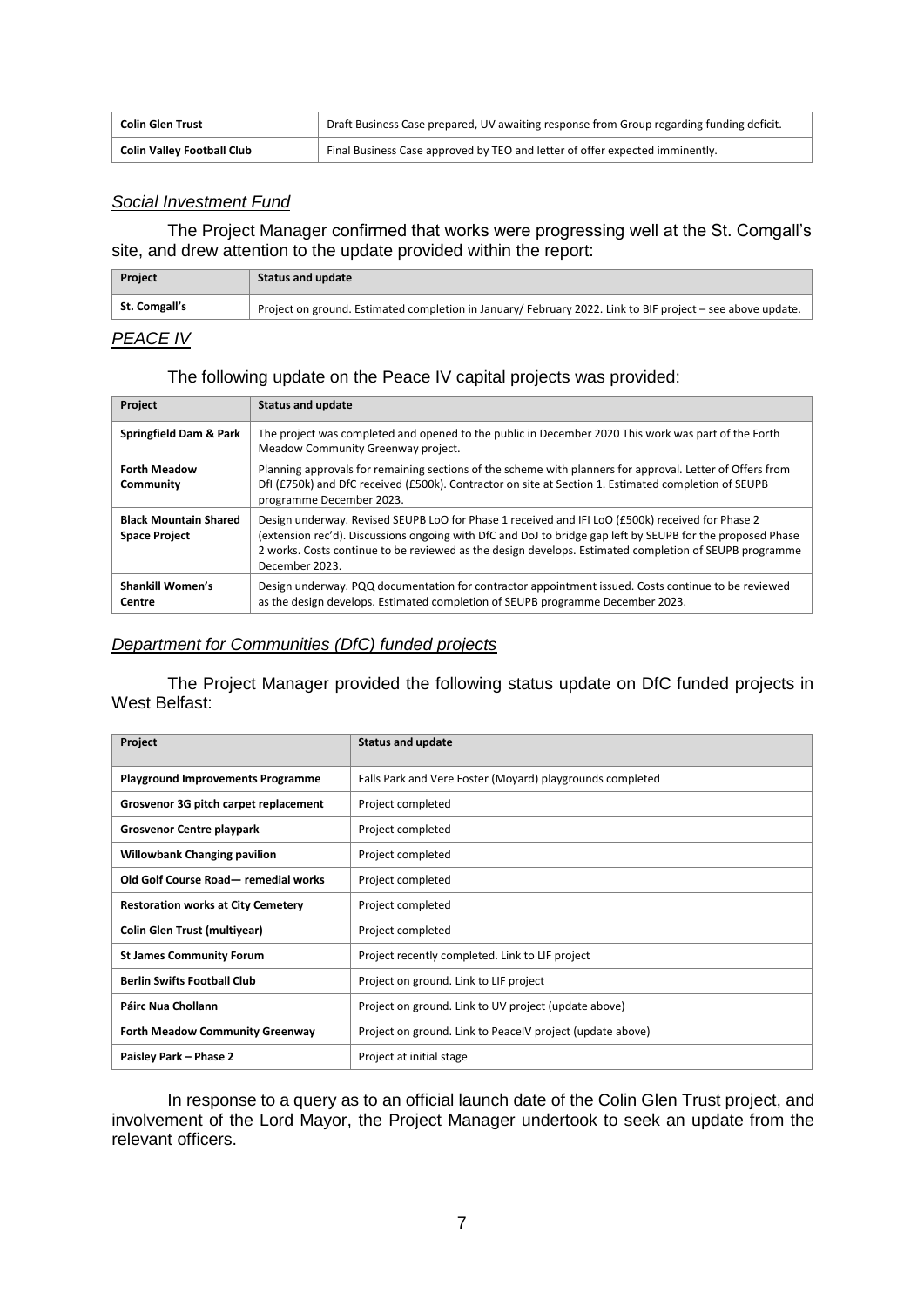| Colin Glen Trust | Draft Business Case prepared, UV awaiting response from Group regarding funding deficit. |
|---|---|
| **Colin Valley Football Club** | Final Business Case approved by TEO and letter of offer expected imminently. |

*Social Investment Fund*

The Project Manager confirmed that works were progressing well at the St. Comgall's site, and drew attention to the update provided within the report:

| Project | Status and update |
|---|---|
| **St. Comgall's** | Project on ground. Estimated completion in January/ February 2022. Link to BIF project – see above update. |

*PEACE IV*

The following update on the Peace IV capital projects was provided:

| Project | Status and update |
|---|---|
| **Springfield Dam & Park** | The project was completed and opened to the public in December 2020 This work was part of the Forth Meadow Community Greenway project. |
| **Forth Meadow Community** | Planning approvals for remaining sections of the scheme with planners for approval. Letter of Offers from DfI (£750k) and DfC received (£500k). Contractor on site at Section 1. Estimated completion of SEUPB programme December 2023. |
| **Black Mountain Shared Space Project** | Design underway. Revised SEUPB LoO for Phase 1 received and IFI LoO (£500k) received for Phase 2 (extension rec'd). Discussions ongoing with DfC and DoJ to bridge gap left by SEUPB for the proposed Phase 2 works. Costs continue to be reviewed as the design develops. Estimated completion of SEUPB programme December 2023. |
| **Shankill Women's Centre** | Design underway. PQQ documentation for contractor appointment issued. Costs continue to be reviewed as the design develops. Estimated completion of SEUPB programme December 2023. |

*Department for Communities (DfC) funded projects*

The Project Manager provided the following status update on DfC funded projects in West Belfast:

| Project | Status and update |
|---|---|
| **Playground Improvements Programme** | Falls Park and Vere Foster (Moyard) playgrounds completed |
| **Grosvenor 3G pitch carpet replacement** | Project completed |
| **Grosvenor Centre playpark** | Project completed |
| **Willowbank Changing pavilion** | Project completed |
| **Old Golf Course Road— remedial works** | Project completed |
| **Restoration works at City Cemetery** | Project completed |
| **Colin Glen Trust (multiyear)** | Project completed |
| **St James Community Forum** | Project recently completed. Link to LIF project |
| **Berlin Swifts Football Club** | Project on ground. Link to LIF project |
| **Páirc Nua Chollann** | Project on ground. Link to UV project (update above) |
| **Forth Meadow Community Greenway** | Project on ground. Link to PeaceIV project (update above) |
| **Paisley Park – Phase 2** | Project at initial stage |

In response to a query as to an official launch date of the Colin Glen Trust project, and involvement of the Lord Mayor, the Project Manager undertook to seek an update from the relevant officers.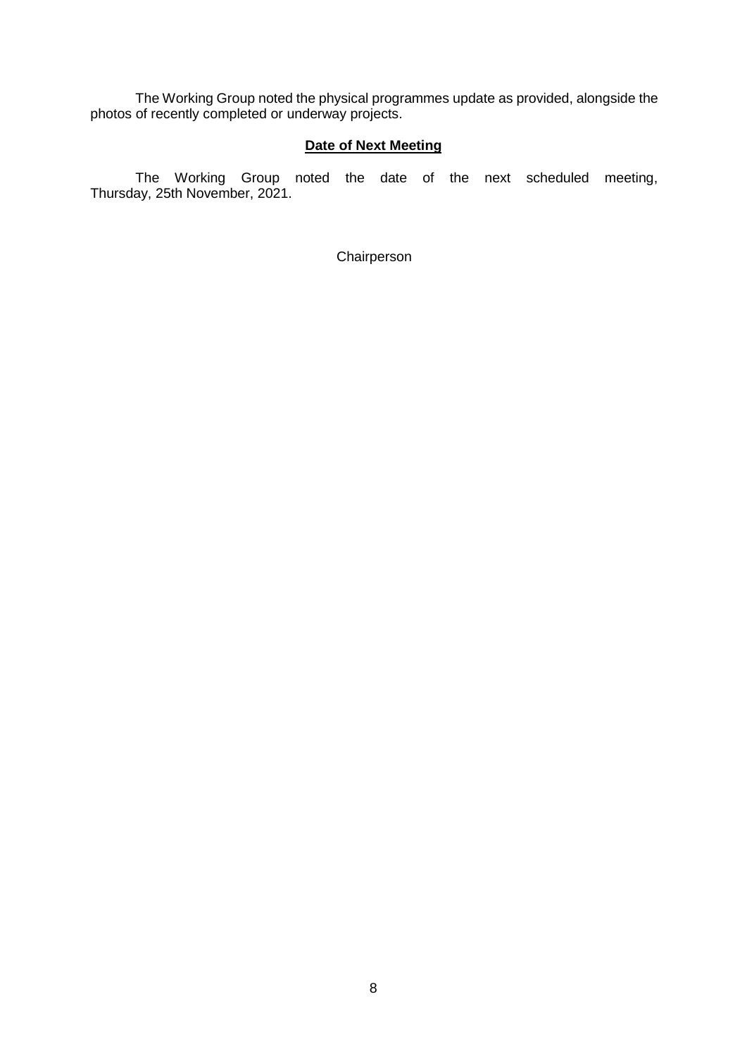The Working Group noted the physical programmes update as provided, alongside the photos of recently completed or underway projects.

## **Date of Next Meeting**

The Working Group noted the date of the next scheduled meeting, Thursday, 25th November, 2021.

Chairperson